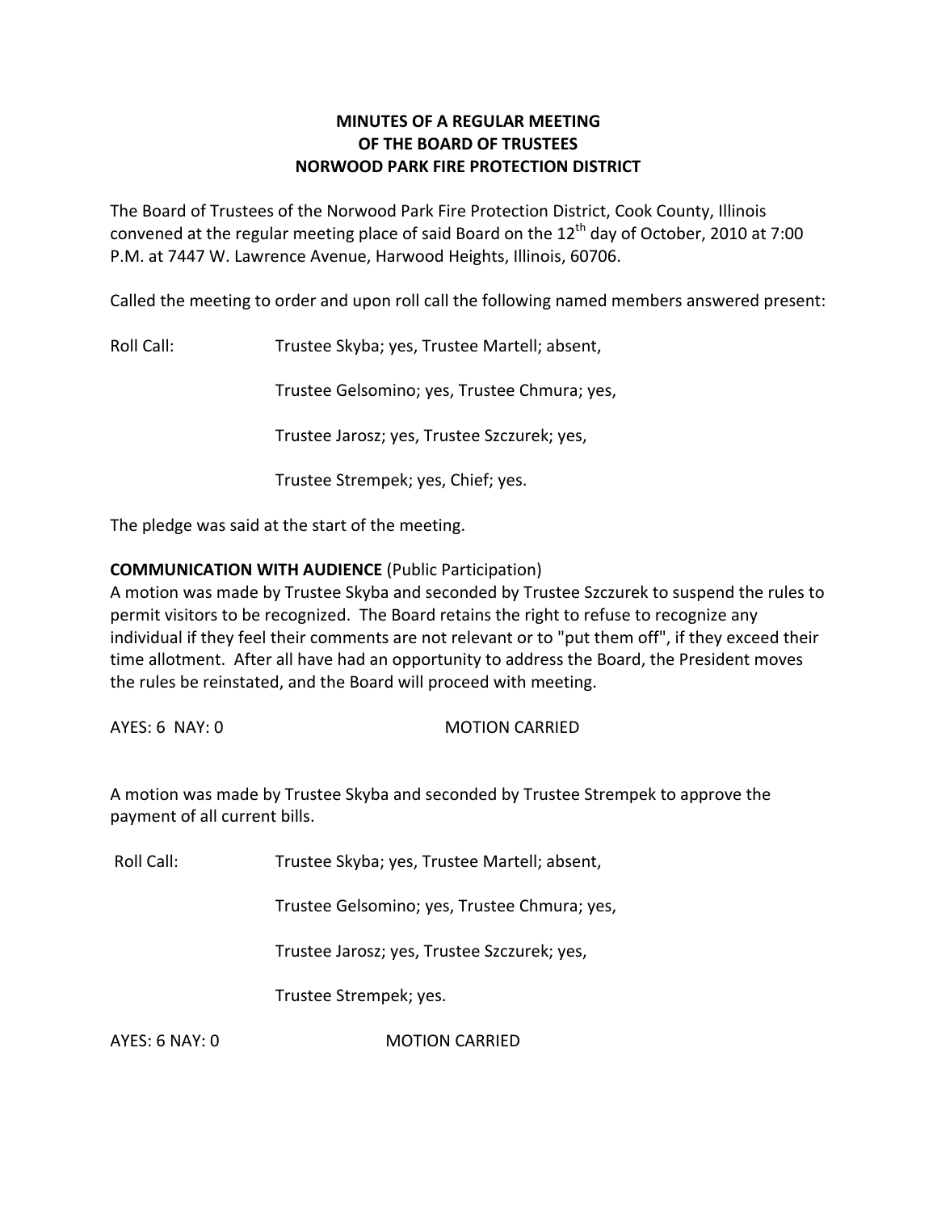# MINUTES OF A REGULAR MEETING OF THE BOARD OF TRUSTEES NORWOOD PARK FIRE PROTECTION DISTRICT

The Board of Trustees of the Norwood Park Fire Protection District, Cook County, Illinois convened at the regular meeting place of said Board on the 12th day of October, 2010 at 7:00 P.M. at 7447 W. Lawrence Avenue, Harwood Heights, Illinois, 60706.

Called the meeting to order and upon roll call the following named members answered present:

Roll Call: Trustee Skyba; yes, Trustee Martell; absent,

Trustee Gelsomino; yes, Trustee Chmura; yes,

Trustee Jarosz; yes, Trustee Szczurek; yes,

Trustee Strempek; yes, Chief; yes.

The pledge was said at the start of the meeting.

**COMMUNICATION WITH AUDIENCE** (Public Participation)
A motion was made by Trustee Skyba and seconded by Trustee Szczurek to suspend the rules to permit visitors to be recognized. The Board retains the right to refuse to recognize any individual if they feel their comments are not relevant or to "put them off", if they exceed their time allotment. After all have had an opportunity to address the Board, the President moves the rules be reinstated, and the Board will proceed with meeting.

AYES: 6 NAY: 0 MOTION CARRIED

A motion was made by Trustee Skyba and seconded by Trustee Strempek to approve the payment of all current bills.

Roll Call: Trustee Skyba; yes, Trustee Martell; absent,

Trustee Gelsomino; yes, Trustee Chmura; yes,

Trustee Jarosz; yes, Trustee Szczurek; yes,

Trustee Strempek; yes.

AYES: 6 NAY: 0 MOTION CARRIED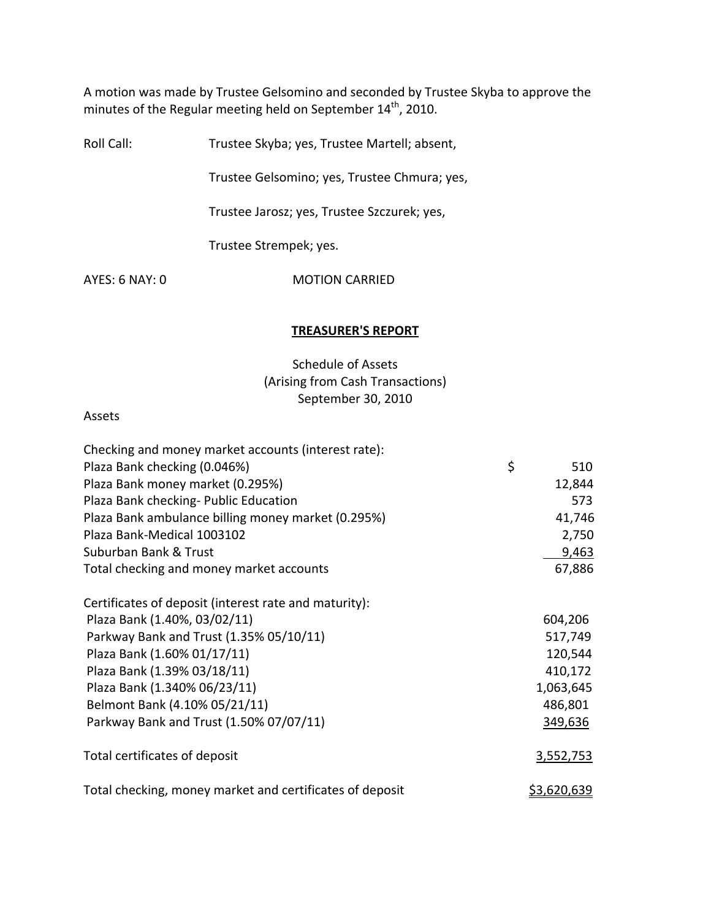A motion was made by Trustee Gelsomino and seconded by Trustee Skyba to approve the minutes of the Regular meeting held on September 14th, 2010.

Roll Call: Trustee Skyba; yes, Trustee Martell; absent,

Trustee Gelsomino; yes, Trustee Chmura; yes,

Trustee Jarosz; yes, Trustee Szczurek; yes,

Trustee Strempek; yes.

AYES: 6 NAY: 0 MOTION CARRIED

## TREASURER'S REPORT

Schedule of Assets
(Arising from Cash Transactions)
September 30, 2010

Assets

| | |
|---|---|
| Checking and money market accounts (interest rate): | |
| Plaza Bank checking (0.046%) | $ 510 |
| Plaza Bank money market (0.295%) | 12,844 |
| Plaza Bank checking- Public Education | 573 |
| Plaza Bank ambulance billing money market (0.295%) | 41,746 |
| Plaza Bank-Medical 1003102 | 2,750 |
| Suburban Bank & Trust | 9,463 |
| Total checking and money market accounts | 67,886 |
| | |
| Certificates of deposit (interest rate and maturity): | |
| Plaza Bank (1.40%, 03/02/11) | 604,206 |
| Parkway Bank and Trust (1.35% 05/10/11) | 517,749 |
| Plaza Bank (1.60% 01/17/11) | 120,544 |
| Plaza Bank (1.39% 03/18/11) | 410,172 |
| Plaza Bank (1.340% 06/23/11) | 1,063,645 |
| Belmont Bank (4.10% 05/21/11) | 486,801 |
| Parkway Bank and Trust (1.50% 07/07/11) | 349,636 |
| | |
| Total certificates of deposit | 3,552,753 |
| | |
| Total checking, money market and certificates of deposit | $3,620,639 |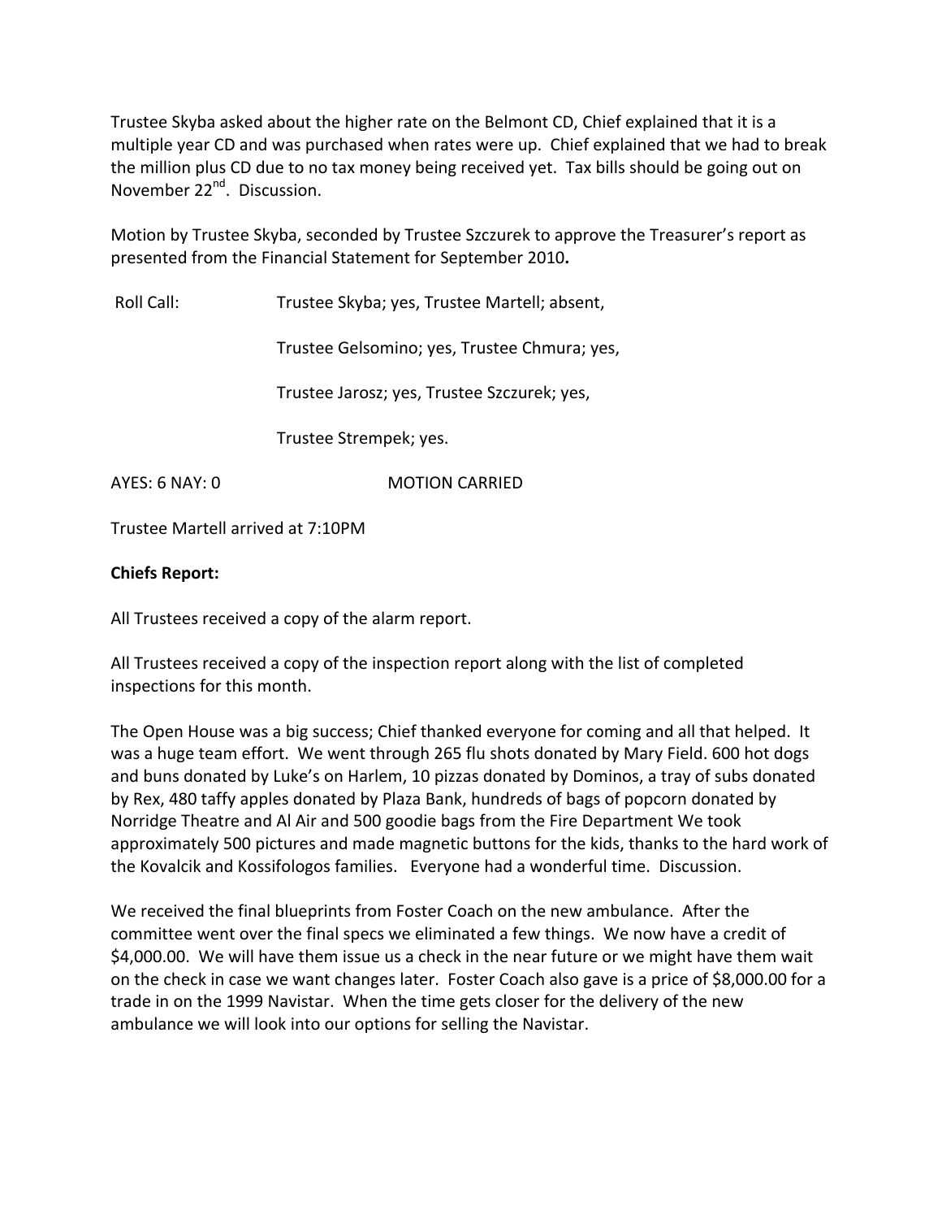Trustee Skyba asked about the higher rate on the Belmont CD, Chief explained that it is a multiple year CD and was purchased when rates were up. Chief explained that we had to break the million plus CD due to no tax money being received yet. Tax bills should be going out on November 22nd. Discussion.

Motion by Trustee Skyba, seconded by Trustee Szczurek to approve the Treasurer's report as presented from the Financial Statement for September 2010**.**

Roll Call: Trustee Skyba; yes, Trustee Martell; absent,

Trustee Gelsomino; yes, Trustee Chmura; yes,

Trustee Jarosz; yes, Trustee Szczurek; yes,

Trustee Strempek; yes.

AYES: 6 NAY: 0 MOTION CARRIED

Trustee Martell arrived at 7:10PM

**Chiefs Report:**

All Trustees received a copy of the alarm report.

All Trustees received a copy of the inspection report along with the list of completed inspections for this month.

The Open House was a big success; Chief thanked everyone for coming and all that helped. It was a huge team effort. We went through 265 flu shots donated by Mary Field. 600 hot dogs and buns donated by Luke's on Harlem, 10 pizzas donated by Dominos, a tray of subs donated by Rex, 480 taffy apples donated by Plaza Bank, hundreds of bags of popcorn donated by Norridge Theatre and Al Air and 500 goodie bags from the Fire Department We took approximately 500 pictures and made magnetic buttons for the kids, thanks to the hard work of the Kovalcik and Kossifologos families. Everyone had a wonderful time. Discussion.

We received the final blueprints from Foster Coach on the new ambulance. After the committee went over the final specs we eliminated a few things. We now have a credit of $4,000.00. We will have them issue us a check in the near future or we might have them wait on the check in case we want changes later. Foster Coach also gave is a price of $8,000.00 for a trade in on the 1999 Navistar. When the time gets closer for the delivery of the new ambulance we will look into our options for selling the Navistar.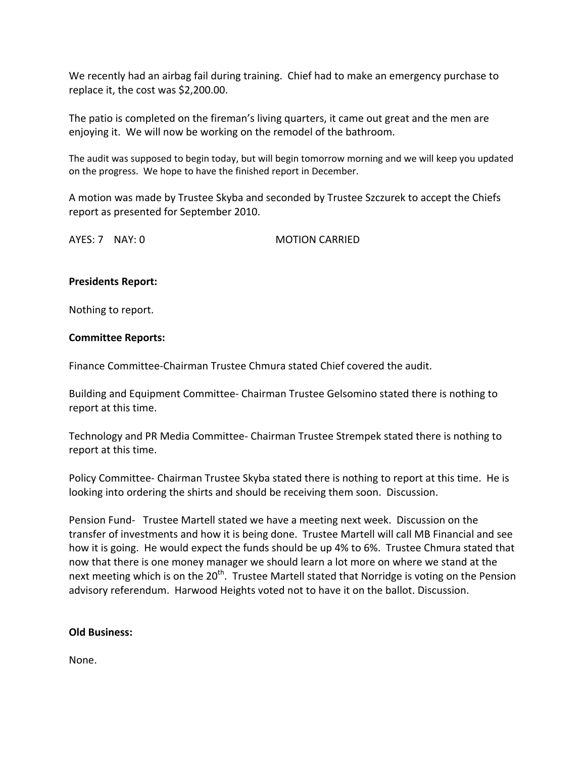We recently had an airbag fail during training. Chief had to make an emergency purchase to replace it, the cost was $2,200.00.

The patio is completed on the fireman's living quarters, it came out great and the men are enjoying it. We will now be working on the remodel of the bathroom.

The audit was supposed to begin today, but will begin tomorrow morning and we will keep you updated on the progress. We hope to have the finished report in December.

A motion was made by Trustee Skyba and seconded by Trustee Szczurek to accept the Chiefs report as presented for September 2010.

AYES: 7 NAY: 0 MOTION CARRIED

**Presidents Report:**

Nothing to report.

**Committee Reports:**

Finance Committee-Chairman Trustee Chmura stated Chief covered the audit.

Building and Equipment Committee- Chairman Trustee Gelsomino stated there is nothing to report at this time.

Technology and PR Media Committee- Chairman Trustee Strempek stated there is nothing to report at this time.

Policy Committee- Chairman Trustee Skyba stated there is nothing to report at this time. He is looking into ordering the shirts and should be receiving them soon. Discussion.

Pension Fund- Trustee Martell stated we have a meeting next week. Discussion on the transfer of investments and how it is being done. Trustee Martell will call MB Financial and see how it is going. He would expect the funds should be up 4% to 6%. Trustee Chmura stated that now that there is one money manager we should learn a lot more on where we stand at the next meeting which is on the 20th. Trustee Martell stated that Norridge is voting on the Pension advisory referendum. Harwood Heights voted not to have it on the ballot. Discussion.

**Old Business:**

None.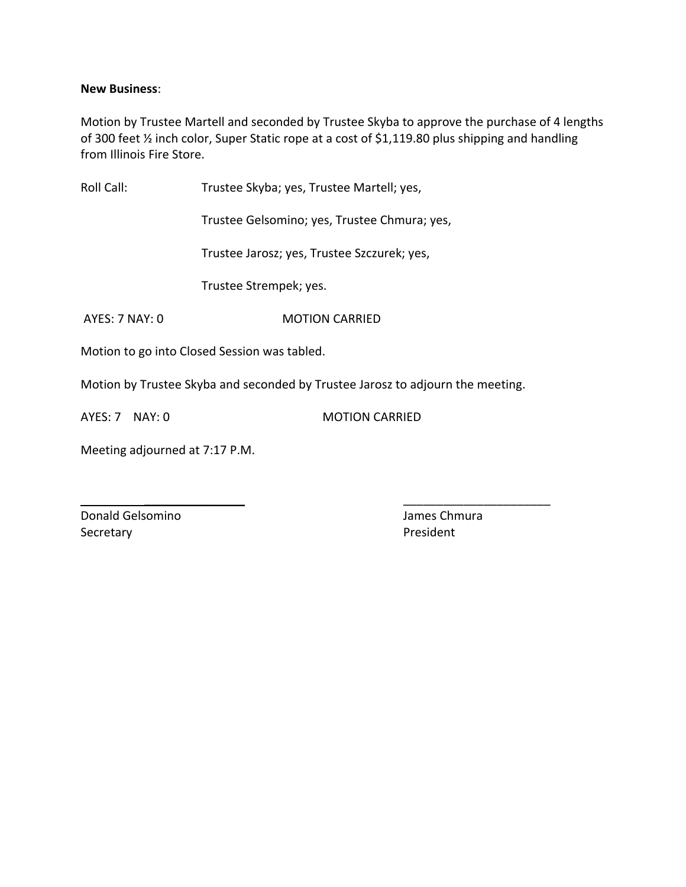**New Business**:

Motion by Trustee Martell and seconded by Trustee Skyba to approve the purchase of 4 lengths of 300 feet ½ inch color, Super Static rope at a cost of $1,119.80 plus shipping and handling from Illinois Fire Store.

Roll Call: Trustee Skyba; yes, Trustee Martell; yes,

Trustee Gelsomino; yes, Trustee Chmura; yes,

Trustee Jarosz; yes, Trustee Szczurek; yes,

Trustee Strempek; yes.

AYES: 7 NAY: 0 MOTION CARRIED

Motion to go into Closed Session was tabled.

Motion by Trustee Skyba and seconded by Trustee Jarosz to adjourn the meeting.

AYES: 7 NAY: 0 MOTION CARRIED

Meeting adjourned at 7:17 P.M.

\_\_\_\_\_\_\_\_\_\_\_\_\_\_\_\_\_\_\_\_\_\_
Donald Gelsomino
Secretary

\_\_\_\_\_\_\_\_\_\_\_\_\_\_\_\_\_\_\_\_\_\_
James Chmura
President